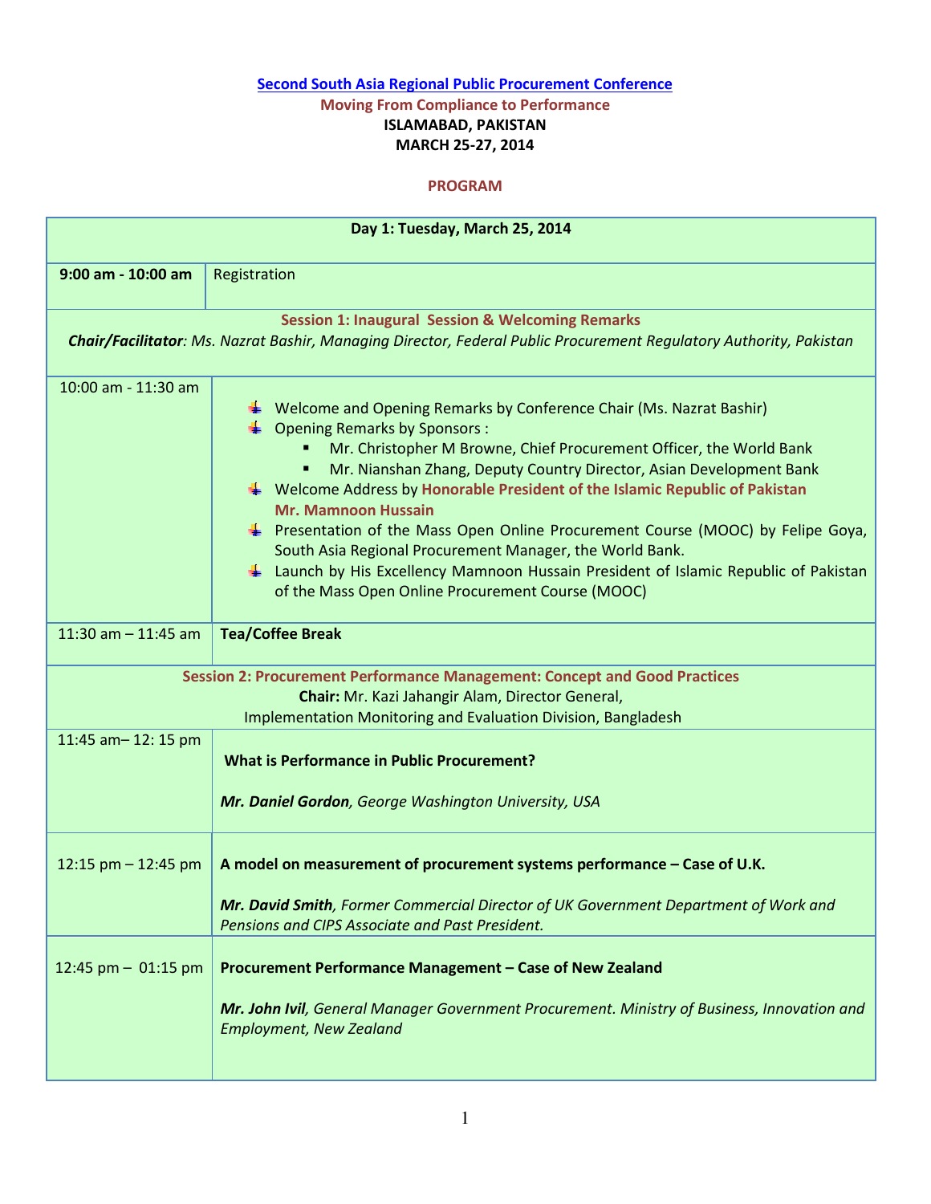**Second South Asia Regional Public Procurement Conference**

**Moving From Compliance to Performance**

**ISLAMABAD, PAKISTAN**

**MARCH 25-27, 2014**

**PROGRAM**

| **Day 1: Tuesday, March 25, 2014** | |
|---|---|
| **9:00 am - 10:00 am** | Registration |
| **Session 1: Inaugural Session & Welcoming Remarks** *Chair/Facilitator: Ms. Nazrat Bashir, Managing Director, Federal Public Procurement Regulatory Authority, Pakistan* | |
| 10:00 am - 11:30 am | • Welcome and Opening Remarks by Conference Chair (Ms. Nazrat Bashir)<br>• Opening Remarks by Sponsors :<br>&nbsp;&nbsp;▪ Mr. Christopher M Browne, Chief Procurement Officer, the World Bank<br>&nbsp;&nbsp;▪ Mr. Nianshan Zhang, Deputy Country Director, Asian Development Bank<br>• Welcome Address by **Honorable President of the Islamic Republic of Pakistan Mr. Mamnoon Hussain**<br>• Presentation of the Mass Open Online Procurement Course (MOOC) by Felipe Goya, South Asia Regional Procurement Manager, the World Bank.<br>• Launch by His Excellency Mamnoon Hussain President of Islamic Republic of Pakistan of the Mass Open Online Procurement Course (MOOC) |
| 11:30 am – 11:45 am | **Tea/Coffee Break** |
| **Session 2: Procurement Performance Management: Concept and Good Practices** **Chair:** Mr. Kazi Jahangir Alam, Director General, Implementation Monitoring and Evaluation Division, Bangladesh | |
| 11:45 am– 12: 15 pm | **What is Performance in Public Procurement?**<br><br>***Mr. Daniel Gordon****, George Washington University, USA* |
| 12:15 pm – 12:45 pm | **A model on measurement of procurement systems performance – Case of U.K.**<br><br>***Mr. David Smith****, Former Commercial Director of UK Government Department of Work and Pensions and CIPS Associate and Past President.* |
| 12:45 pm – 01:15 pm | **Procurement Performance Management – Case of New Zealand**<br><br>***Mr. John Ivil****, General Manager Government Procurement. Ministry of Business, Innovation and Employment, New Zealand* |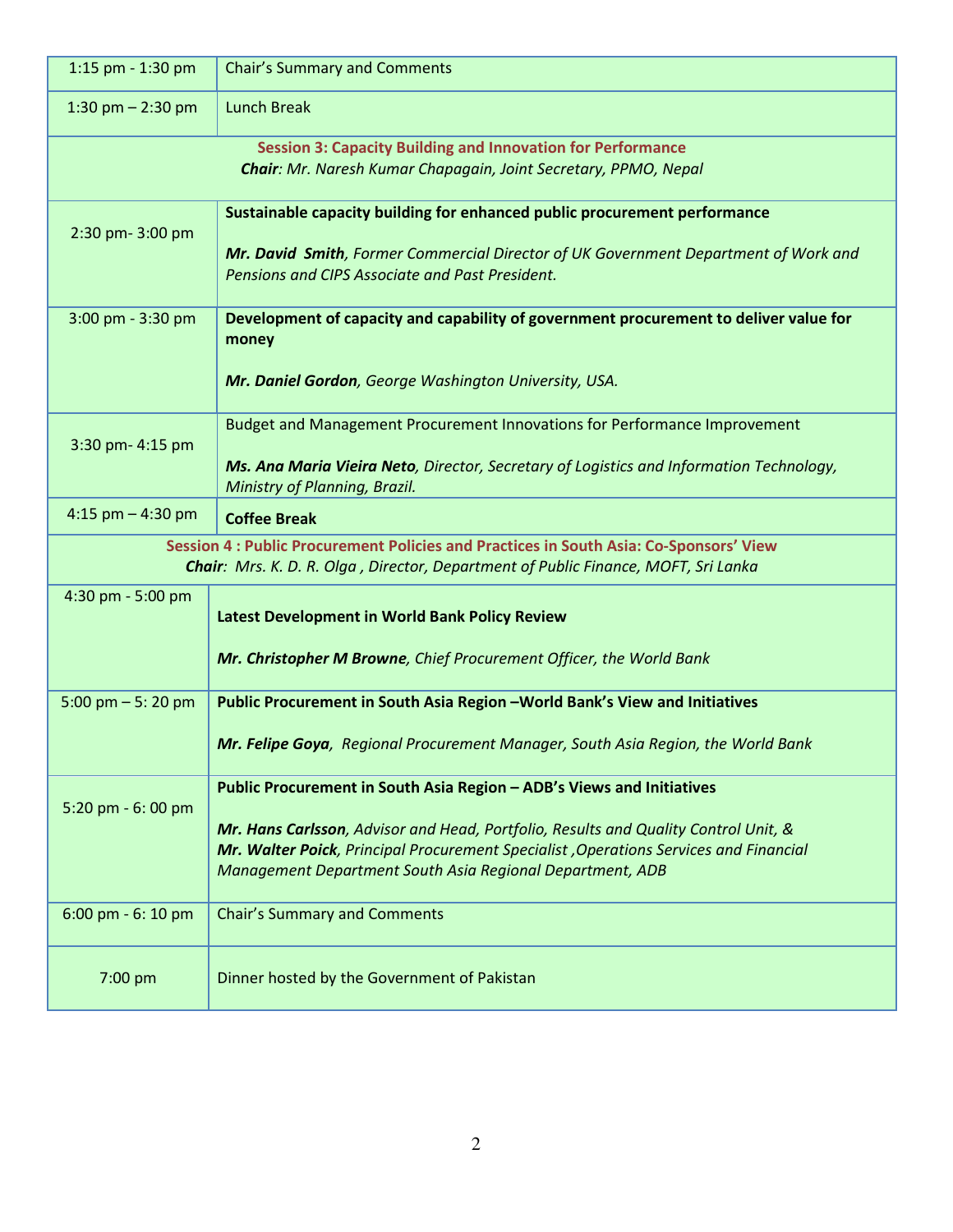| | |
|---|---|
| 1:15 pm - 1:30 pm | Chair's Summary and Comments |
| 1:30 pm – 2:30 pm | Lunch Break |
| **Session 3: Capacity Building and Innovation for Performance**<br>***Chair**: Mr. Naresh Kumar Chapagain, Joint Secretary, PPMO, Nepal* | |
| 2:30 pm- 3:00 pm | **Sustainable capacity building for enhanced public procurement performance**<br><br>***Mr. David Smith**, Former Commercial Director of UK Government Department of Work and Pensions and CIPS Associate and Past President.* |
| 3:00 pm - 3:30 pm | **Development of capacity and capability of government procurement to deliver value for money**<br><br>***Mr. Daniel Gordon**, George Washington University, USA.* |
| 3:30 pm- 4:15 pm | Budget and Management Procurement Innovations for Performance Improvement<br><br>***Ms. Ana Maria Vieira Neto**, Director, Secretary of Logistics and Information Technology, Ministry of Planning, Brazil.* |
| 4:15 pm – 4:30 pm | **Coffee Break** |
| **Session 4 : Public Procurement Policies and Practices in South Asia: Co-Sponsors' View**<br>***Chair**: Mrs. K. D. R. Olga , Director, Department of Public Finance, MOFT, Sri Lanka* | |
| 4:30 pm - 5:00 pm | **Latest Development in World Bank Policy Review**<br><br>***Mr. Christopher M Browne**, Chief Procurement Officer, the World Bank* |
| 5:00 pm – 5: 20 pm | **Public Procurement in South Asia Region –World Bank's View and Initiatives**<br><br>***Mr. Felipe Goya**, Regional Procurement Manager, South Asia Region, the World Bank* |
| 5:20 pm - 6: 00 pm | **Public Procurement in South Asia Region – ADB's Views and Initiatives**<br><br>***Mr. Hans Carlsson**, Advisor and Head, Portfolio, Results and Quality Control Unit, &*<br>***Mr. Walter Poick**, Principal Procurement Specialist ,Operations Services and Financial Management Department South Asia Regional Department, ADB* |
| 6:00 pm - 6: 10 pm | Chair's Summary and Comments |
| 7:00 pm | Dinner hosted by the Government of Pakistan |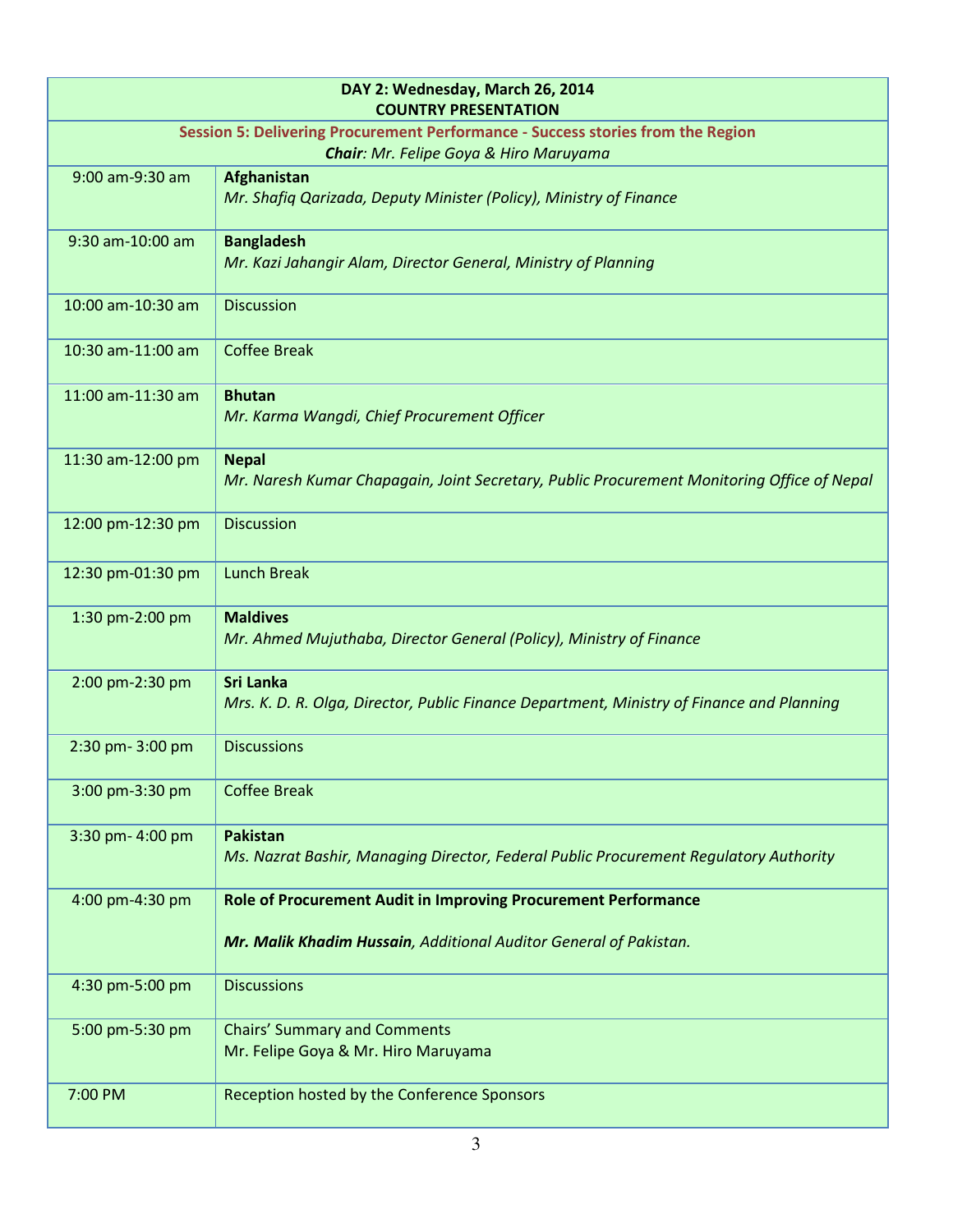| **DAY 2: Wednesday, March 26, 2014**<br>**COUNTRY PRESENTATION** | |
|---|---|
| **Session 5: Delivering Procurement Performance - Success stories from the Region**<br>***Chair**: Mr. Felipe Goya & Hiro Maruyama* | |
| 9:00 am-9:30 am | **Afghanistan**<br>*Mr. Shafiq Qarizada, Deputy Minister (Policy), Ministry of Finance* |
| 9:30 am-10:00 am | **Bangladesh**<br>*Mr. Kazi Jahangir Alam, Director General, Ministry of Planning* |
| 10:00 am-10:30 am | Discussion |
| 10:30 am-11:00 am | Coffee Break |
| 11:00 am-11:30 am | **Bhutan**<br>*Mr. Karma Wangdi, Chief Procurement Officer* |
| 11:30 am-12:00 pm | **Nepal**<br>*Mr. Naresh Kumar Chapagain, Joint Secretary, Public Procurement Monitoring Office of Nepal* |
| 12:00 pm-12:30 pm | Discussion |
| 12:30 pm-01:30 pm | Lunch Break |
| 1:30 pm-2:00 pm | **Maldives**<br>*Mr. Ahmed Mujuthaba, Director General (Policy), Ministry of Finance* |
| 2:00 pm-2:30 pm | **Sri Lanka**<br>*Mrs. K. D. R. Olga, Director, Public Finance Department, Ministry of Finance and Planning* |
| 2:30 pm- 3:00 pm | Discussions |
| 3:00 pm-3:30 pm | Coffee Break |
| 3:30 pm- 4:00 pm | **Pakistan**<br>*Ms. Nazrat Bashir, Managing Director, Federal Public Procurement Regulatory Authority* |
| 4:00 pm-4:30 pm | **Role of Procurement Audit in Improving Procurement Performance**<br><br>***Mr. Malik Khadim Hussain**, Additional Auditor General of Pakistan.* |
| 4:30 pm-5:00 pm | Discussions |
| 5:00 pm-5:30 pm | Chairs' Summary and Comments<br>Mr. Felipe Goya & Mr. Hiro Maruyama |
| 7:00 PM | Reception hosted by the Conference Sponsors |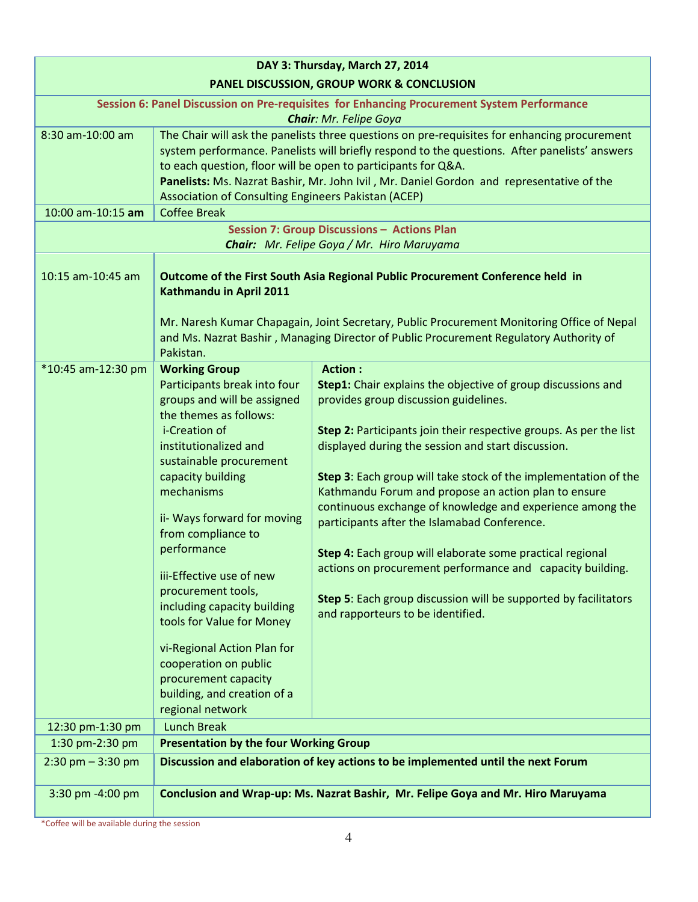| DAY 3: Thursday, March 27, 2014<br>PANEL DISCUSSION, GROUP WORK & CONCLUSION | | |
|---|---|---|
| **Session 6: Panel Discussion on Pre-requisites for Enhancing Procurement System Performance**<br>***Chair**: Mr. Felipe Goya* | | |
| 8:30 am-10:00 am | The Chair will ask the panelists three questions on pre-requisites for enhancing procurement system performance. Panelists will briefly respond to the questions. After panelists' answers to each question, floor will be open to participants for Q&A.<br>**Panelists:** Ms. Nazrat Bashir, Mr. John Ivil , Mr. Daniel Gordon and representative of the Association of Consulting Engineers Pakistan (ACEP) | |
| 10:00 am-10:15 **am** | Coffee Break | |
| **Session 7: Group Discussions – Actions Plan**<br>***Chair:** Mr. Felipe Goya / Mr. Hiro Maruyama* | | |
| 10:15 am-10:45 am | **Outcome of the First South Asia Regional Public Procurement Conference held in Kathmandu in April 2011**<br><br>Mr. Naresh Kumar Chapagain, Joint Secretary, Public Procurement Monitoring Office of Nepal and Ms. Nazrat Bashir , Managing Director of Public Procurement Regulatory Authority of Pakistan. | |
| *10:45 am-12:30 pm | **Working Group**<br>Participants break into four groups and will be assigned the themes as follows:<br>i-Creation of institutionalized and sustainable procurement capacity building mechanisms<br><br>ii- Ways forward for moving from compliance to performance<br><br>iii-Effective use of new procurement tools, including capacity building tools for Value for Money<br><br>vi-Regional Action Plan for cooperation on public procurement capacity building, and creation of a regional network | **Action :**<br>**Step1:** Chair explains the objective of group discussions and provides group discussion guidelines.<br><br>**Step 2:** Participants join their respective groups. As per the list displayed during the session and start discussion.<br><br>**Step 3**: Each group will take stock of the implementation of the Kathmandu Forum and propose an action plan to ensure continuous exchange of knowledge and experience among the participants after the Islamabad Conference.<br><br>**Step 4:** Each group will elaborate some practical regional actions on procurement performance and capacity building.<br><br>**Step 5**: Each group discussion will be supported by facilitators and rapporteurs to be identified. |
| 12:30 pm-1:30 pm | Lunch Break | |
| 1:30 pm-2:30 pm | **Presentation by the four Working Group** | |
| 2:30 pm – 3:30 pm | **Discussion and elaboration of key actions to be implemented until the next Forum** | |
| 3:30 pm -4:00 pm | **Conclusion and Wrap-up: Ms. Nazrat Bashir, Mr. Felipe Goya and Mr. Hiro Maruyama** | |

*Coffee will be available during the session